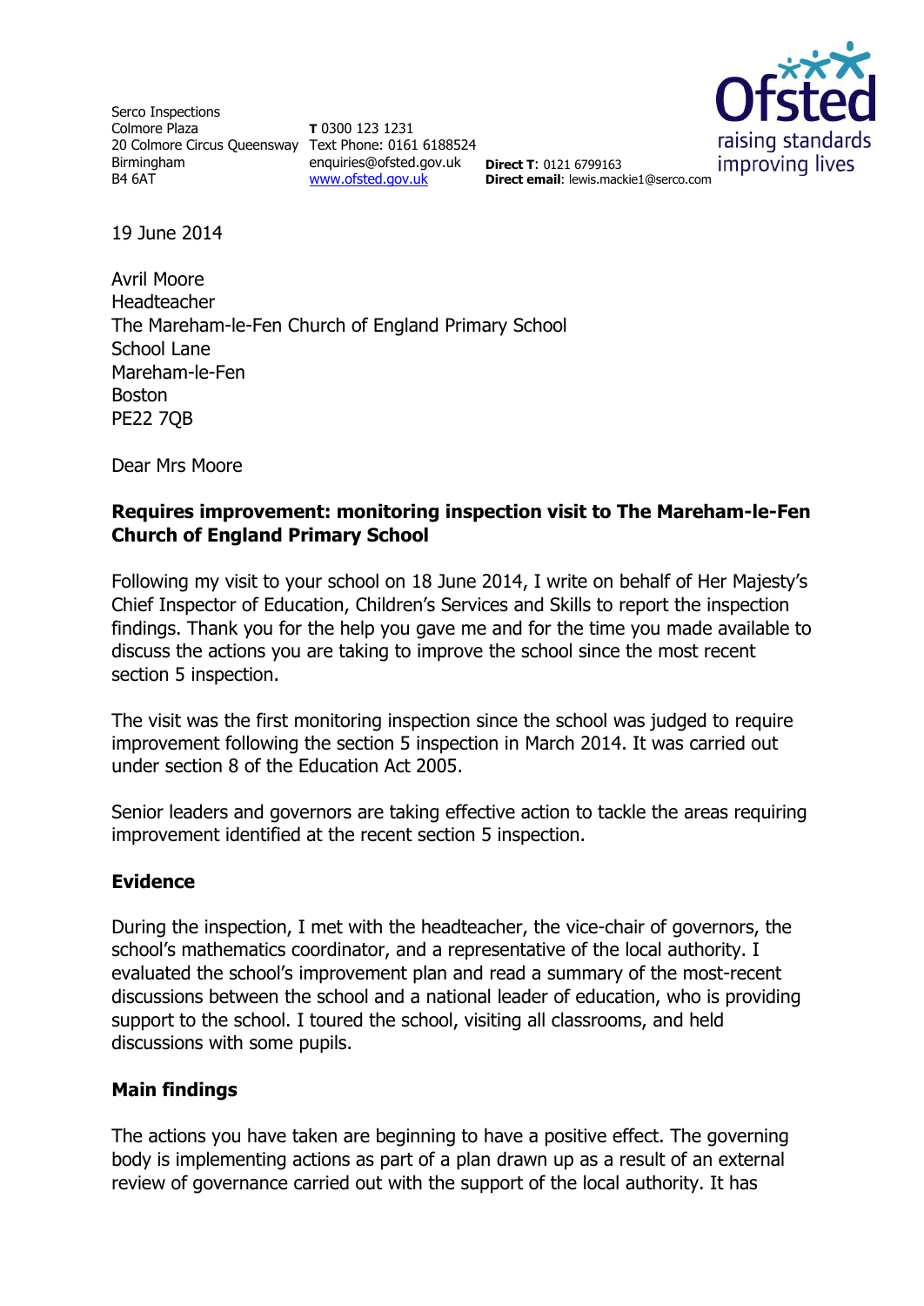Serco Inspections
Colmore Plaza
20 Colmore Circus Queensway
Birmingham
B4 6AT

**T** 0300 123 1231
Text Phone: 0161 6188524
enquiries@ofsted.gov.uk
www.ofsted.gov.uk

**Direct T**: 0121 6799163
**Direct email**: lewis.mackie1@serco.com

Ofsted
raising standards
improving lives

19 June 2014

Avril Moore
Headteacher
The Mareham-le-Fen Church of England Primary School
School Lane
Mareham-le-Fen
Boston
PE22 7QB

Dear Mrs Moore

**Requires improvement: monitoring inspection visit to The Mareham-le-Fen Church of England Primary School**

Following my visit to your school on 18 June 2014, I write on behalf of Her Majesty's Chief Inspector of Education, Children's Services and Skills to report the inspection findings. Thank you for the help you gave me and for the time you made available to discuss the actions you are taking to improve the school since the most recent section 5 inspection.

The visit was the first monitoring inspection since the school was judged to require improvement following the section 5 inspection in March 2014. It was carried out under section 8 of the Education Act 2005.

Senior leaders and governors are taking effective action to tackle the areas requiring improvement identified at the recent section 5 inspection.

## Evidence

During the inspection, I met with the headteacher, the vice-chair of governors, the school's mathematics coordinator, and a representative of the local authority. I evaluated the school's improvement plan and read a summary of the most-recent discussions between the school and a national leader of education, who is providing support to the school. I toured the school, visiting all classrooms, and held discussions with some pupils.

## Main findings

The actions you have taken are beginning to have a positive effect. The governing body is implementing actions as part of a plan drawn up as a result of an external review of governance carried out with the support of the local authority. It has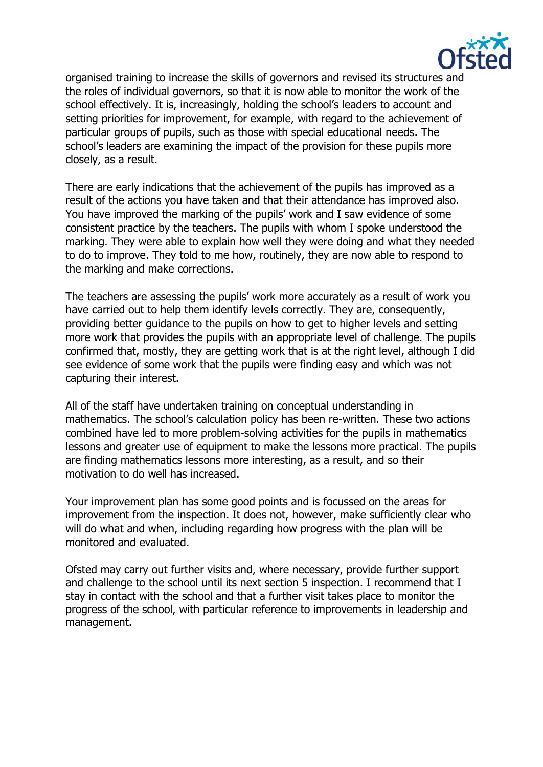organised training to increase the skills of governors and revised its structures and the roles of individual governors, so that it is now able to monitor the work of the school effectively. It is, increasingly, holding the school's leaders to account and setting priorities for improvement, for example, with regard to the achievement of particular groups of pupils, such as those with special educational needs. The school's leaders are examining the impact of the provision for these pupils more closely, as a result.

There are early indications that the achievement of the pupils has improved as a result of the actions you have taken and that their attendance has improved also. You have improved the marking of the pupils' work and I saw evidence of some consistent practice by the teachers. The pupils with whom I spoke understood the marking. They were able to explain how well they were doing and what they needed to do to improve. They told to me how, routinely, they are now able to respond to the marking and make corrections.

The teachers are assessing the pupils' work more accurately as a result of work you have carried out to help them identify levels correctly. They are, consequently, providing better guidance to the pupils on how to get to higher levels and setting more work that provides the pupils with an appropriate level of challenge. The pupils confirmed that, mostly, they are getting work that is at the right level, although I did see evidence of some work that the pupils were finding easy and which was not capturing their interest.

All of the staff have undertaken training on conceptual understanding in mathematics. The school's calculation policy has been re-written. These two actions combined have led to more problem-solving activities for the pupils in mathematics lessons and greater use of equipment to make the lessons more practical. The pupils are finding mathematics lessons more interesting, as a result, and so their motivation to do well has increased.

Your improvement plan has some good points and is focussed on the areas for improvement from the inspection. It does not, however, make sufficiently clear who will do what and when, including regarding how progress with the plan will be monitored and evaluated.

Ofsted may carry out further visits and, where necessary, provide further support and challenge to the school until its next section 5 inspection. I recommend that I stay in contact with the school and that a further visit takes place to monitor the progress of the school, with particular reference to improvements in leadership and management.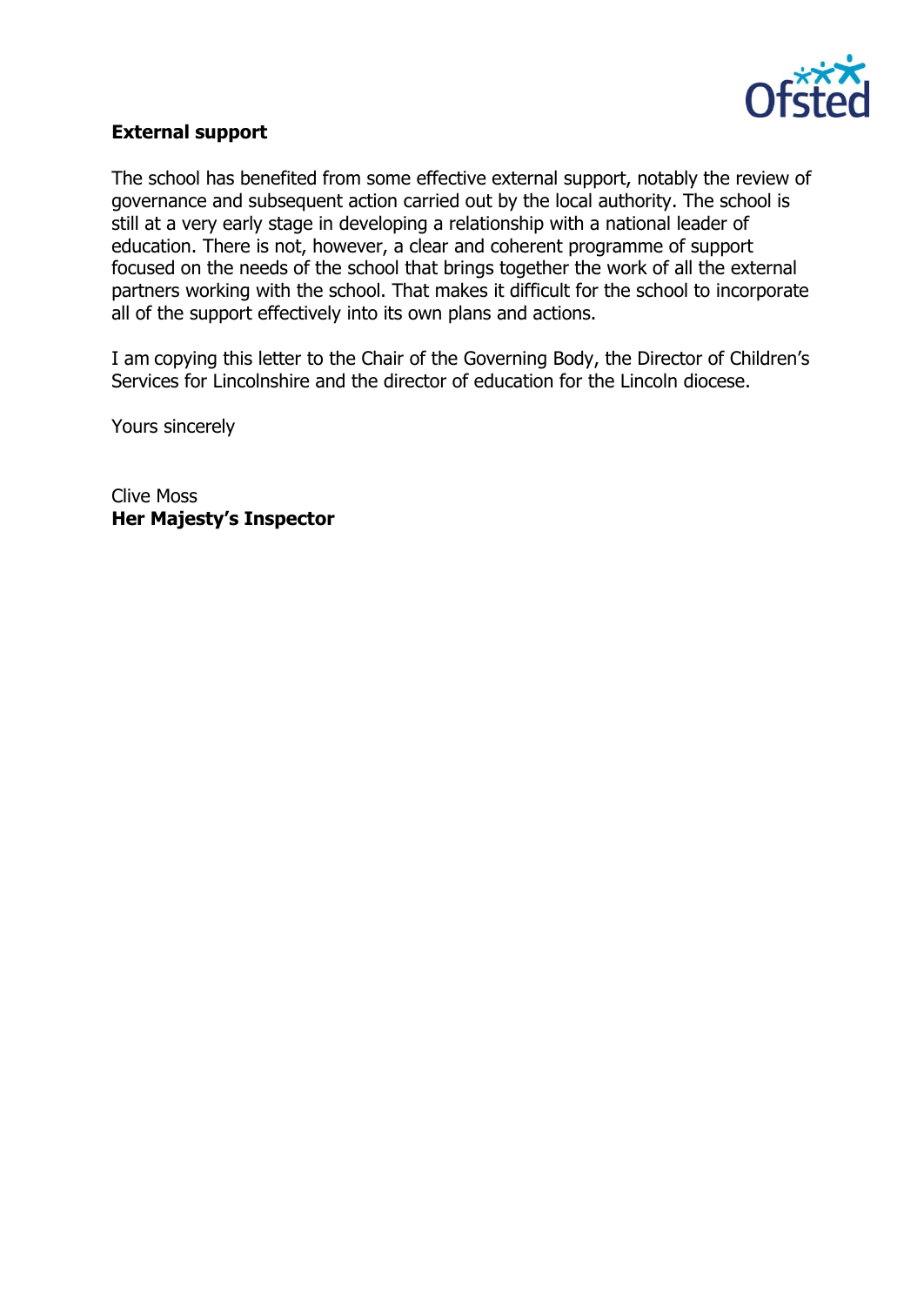**External support**

The school has benefited from some effective external support, notably the review of governance and subsequent action carried out by the local authority. The school is still at a very early stage in developing a relationship with a national leader of education. There is not, however, a clear and coherent programme of support focused on the needs of the school that brings together the work of all the external partners working with the school. That makes it difficult for the school to incorporate all of the support effectively into its own plans and actions.

I am copying this letter to the Chair of the Governing Body, the Director of Children's Services for Lincolnshire and the director of education for the Lincoln diocese.

Yours sincerely

Clive Moss
**Her Majesty's Inspector**